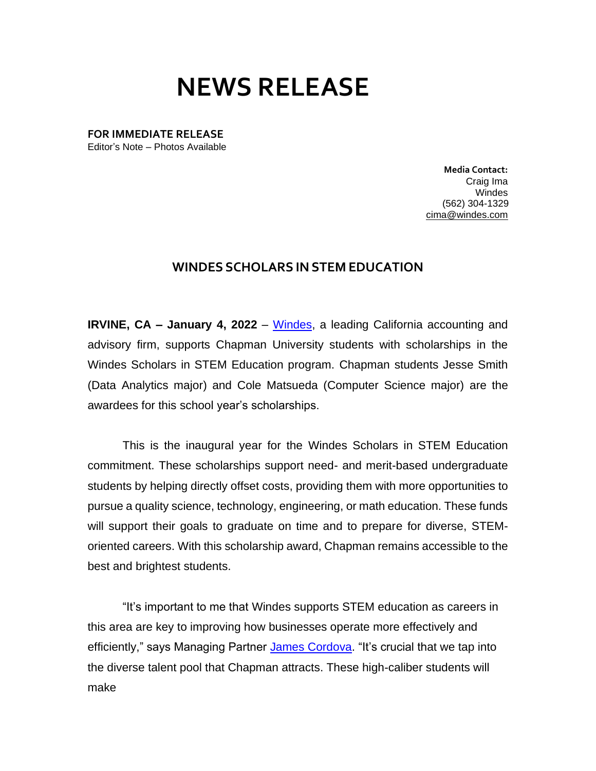# NEWS RELEASE

**FOR IMMEDIATE RELEASE**
Editor's Note – Photos Available

**Media Contact:**
Craig Ima
Windes
(562) 304-1329
cima@windes.com

## WINDES SCHOLARS IN STEM EDUCATION

**IRVINE, CA – January 4, 2022** – Windes, a leading California accounting and advisory firm, supports Chapman University students with scholarships in the Windes Scholars in STEM Education program. Chapman students Jesse Smith (Data Analytics major) and Cole Matsueda (Computer Science major) are the awardees for this school year's scholarships.

This is the inaugural year for the Windes Scholars in STEM Education commitment. These scholarships support need- and merit-based undergraduate students by helping directly offset costs, providing them with more opportunities to pursue a quality science, technology, engineering, or math education. These funds will support their goals to graduate on time and to prepare for diverse, STEM-oriented careers. With this scholarship award, Chapman remains accessible to the best and brightest students.

"It's important to me that Windes supports STEM education as careers in this area are key to improving how businesses operate more effectively and efficiently," says Managing Partner James Cordova. "It's crucial that we tap into the diverse talent pool that Chapman attracts. These high-caliber students will make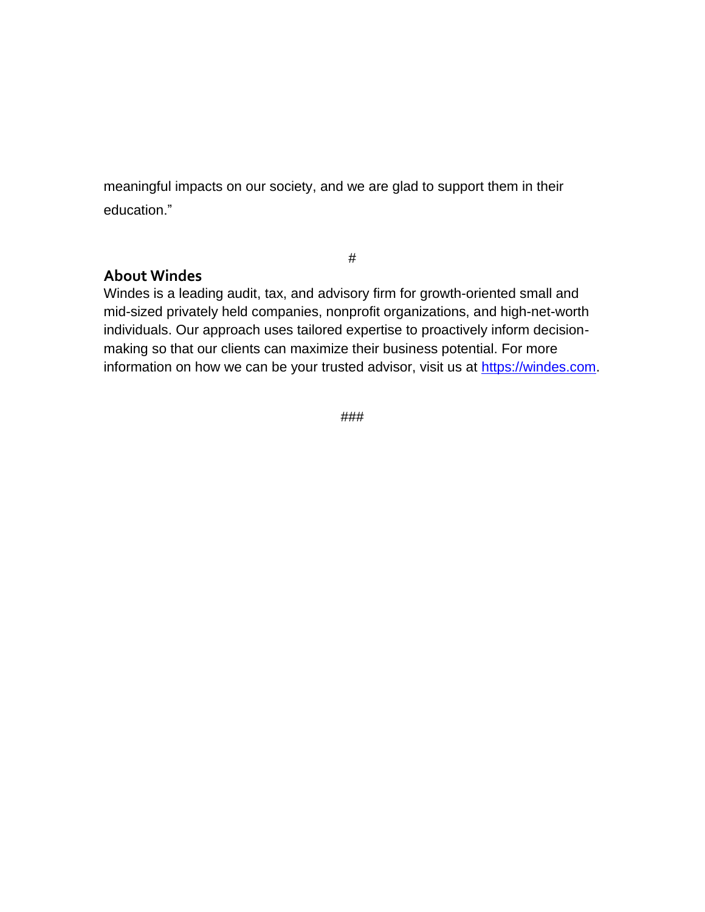meaningful impacts on our society, and we are glad to support them in their education."

#

## About Windes

Windes is a leading audit, tax, and advisory firm for growth-oriented small and mid-sized privately held companies, nonprofit organizations, and high-net-worth individuals. Our approach uses tailored expertise to proactively inform decision-making so that our clients can maximize their business potential. For more information on how we can be your trusted advisor, visit us at [https://windes.com](https://windes.com).

###